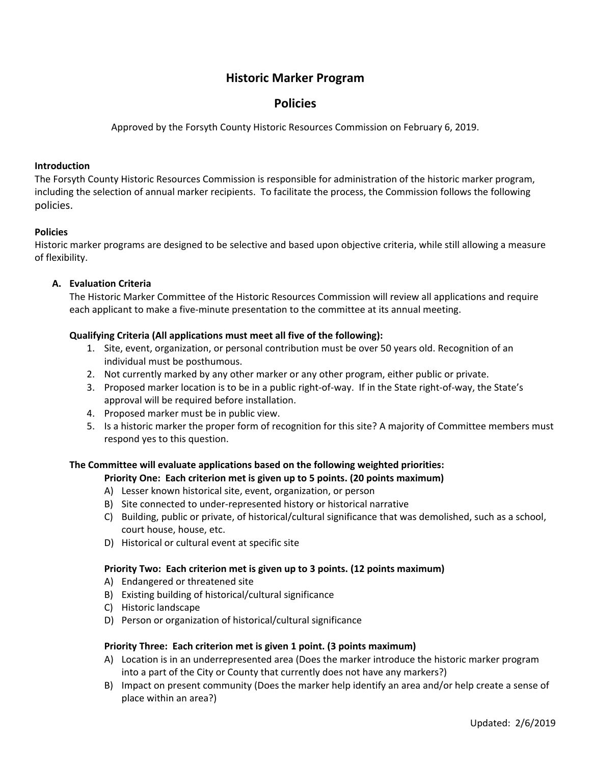# Historic Marker Program

## Policies

Approved by the Forsyth County Historic Resources Commission on February 6, 2019.

**Introduction**

The Forsyth County Historic Resources Commission is responsible for administration of the historic marker program, including the selection of annual marker recipients. To facilitate the process, the Commission follows the following policies.

**Policies**

Historic marker programs are designed to be selective and based upon objective criteria, while still allowing a measure of flexibility.

**A. Evaluation Criteria**

The Historic Marker Committee of the Historic Resources Commission will review all applications and require each applicant to make a five-minute presentation to the committee at its annual meeting.

**Qualifying Criteria (All applications must meet all five of the following):**

1. Site, event, organization, or personal contribution must be over 50 years old. Recognition of an individual must be posthumous.
2. Not currently marked by any other marker or any other program, either public or private.
3. Proposed marker location is to be in a public right-of-way. If in the State right-of-way, the State's approval will be required before installation.
4. Proposed marker must be in public view.
5. Is a historic marker the proper form of recognition for this site? A majority of Committee members must respond yes to this question.

**The Committee will evaluate applications based on the following weighted priorities:**

**Priority One: Each criterion met is given up to 5 points. (20 points maximum)**

A) Lesser known historical site, event, organization, or person
B) Site connected to under-represented history or historical narrative
C) Building, public or private, of historical/cultural significance that was demolished, such as a school, court house, house, etc.
D) Historical or cultural event at specific site

**Priority Two: Each criterion met is given up to 3 points. (12 points maximum)**

A) Endangered or threatened site
B) Existing building of historical/cultural significance
C) Historic landscape
D) Person or organization of historical/cultural significance

**Priority Three: Each criterion met is given 1 point. (3 points maximum)**

A) Location is in an underrepresented area (Does the marker introduce the historic marker program into a part of the City or County that currently does not have any markers?)
B) Impact on present community (Does the marker help identify an area and/or help create a sense of place within an area?)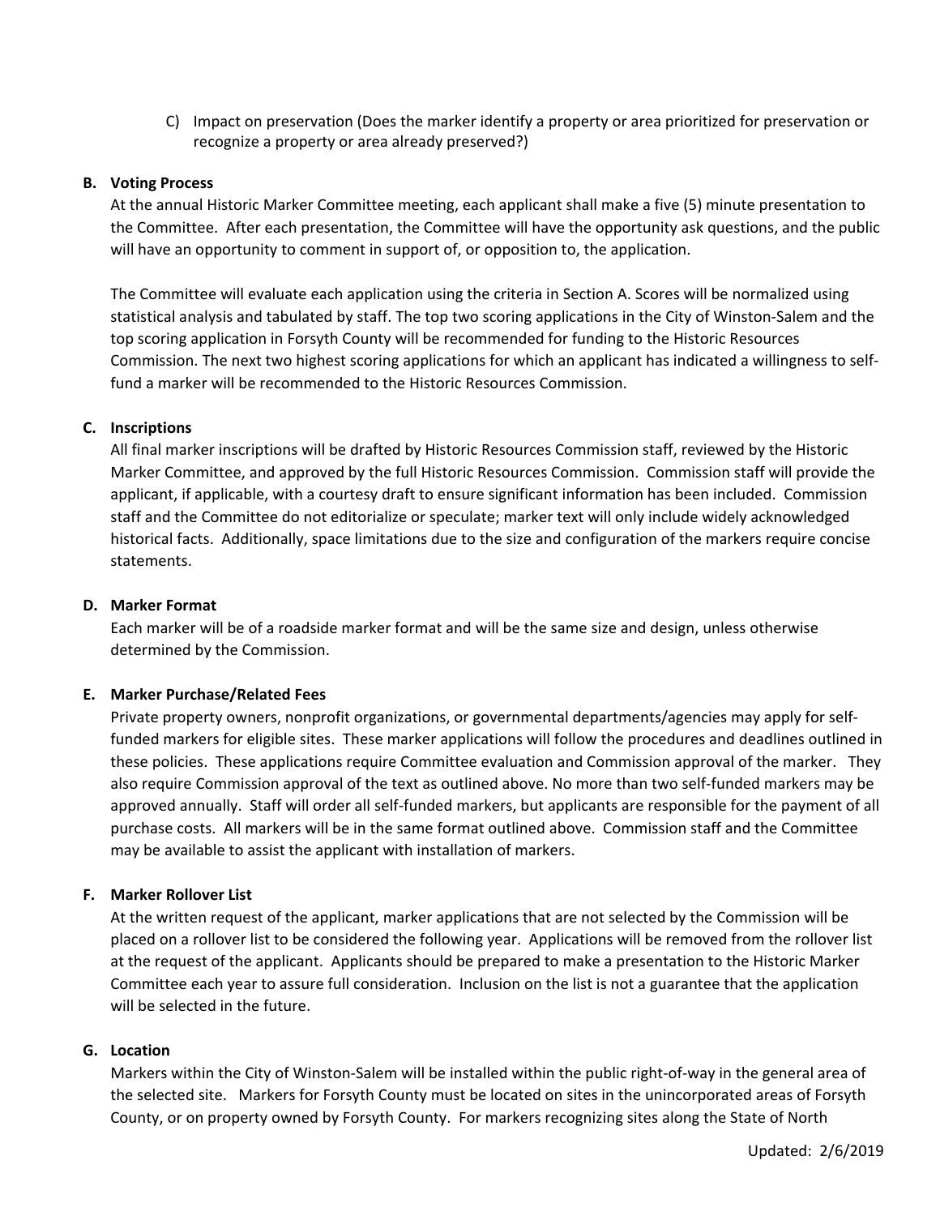C) Impact on preservation (Does the marker identify a property or area prioritized for preservation or recognize a property or area already preserved?)

**B. Voting Process**

At the annual Historic Marker Committee meeting, each applicant shall make a five (5) minute presentation to the Committee. After each presentation, the Committee will have the opportunity ask questions, and the public will have an opportunity to comment in support of, or opposition to, the application.

The Committee will evaluate each application using the criteria in Section A. Scores will be normalized using statistical analysis and tabulated by staff. The top two scoring applications in the City of Winston-Salem and the top scoring application in Forsyth County will be recommended for funding to the Historic Resources Commission. The next two highest scoring applications for which an applicant has indicated a willingness to self-fund a marker will be recommended to the Historic Resources Commission.

**C. Inscriptions**

All final marker inscriptions will be drafted by Historic Resources Commission staff, reviewed by the Historic Marker Committee, and approved by the full Historic Resources Commission. Commission staff will provide the applicant, if applicable, with a courtesy draft to ensure significant information has been included. Commission staff and the Committee do not editorialize or speculate; marker text will only include widely acknowledged historical facts. Additionally, space limitations due to the size and configuration of the markers require concise statements.

**D. Marker Format**

Each marker will be of a roadside marker format and will be the same size and design, unless otherwise determined by the Commission.

**E. Marker Purchase/Related Fees**

Private property owners, nonprofit organizations, or governmental departments/agencies may apply for self-funded markers for eligible sites. These marker applications will follow the procedures and deadlines outlined in these policies. These applications require Committee evaluation and Commission approval of the marker. They also require Commission approval of the text as outlined above. No more than two self-funded markers may be approved annually. Staff will order all self-funded markers, but applicants are responsible for the payment of all purchase costs. All markers will be in the same format outlined above. Commission staff and the Committee may be available to assist the applicant with installation of markers.

**F. Marker Rollover List**

At the written request of the applicant, marker applications that are not selected by the Commission will be placed on a rollover list to be considered the following year. Applications will be removed from the rollover list at the request of the applicant. Applicants should be prepared to make a presentation to the Historic Marker Committee each year to assure full consideration. Inclusion on the list is not a guarantee that the application will be selected in the future.

**G. Location**

Markers within the City of Winston-Salem will be installed within the public right-of-way in the general area of the selected site. Markers for Forsyth County must be located on sites in the unincorporated areas of Forsyth County, or on property owned by Forsyth County. For markers recognizing sites along the State of North

Updated: 2/6/2019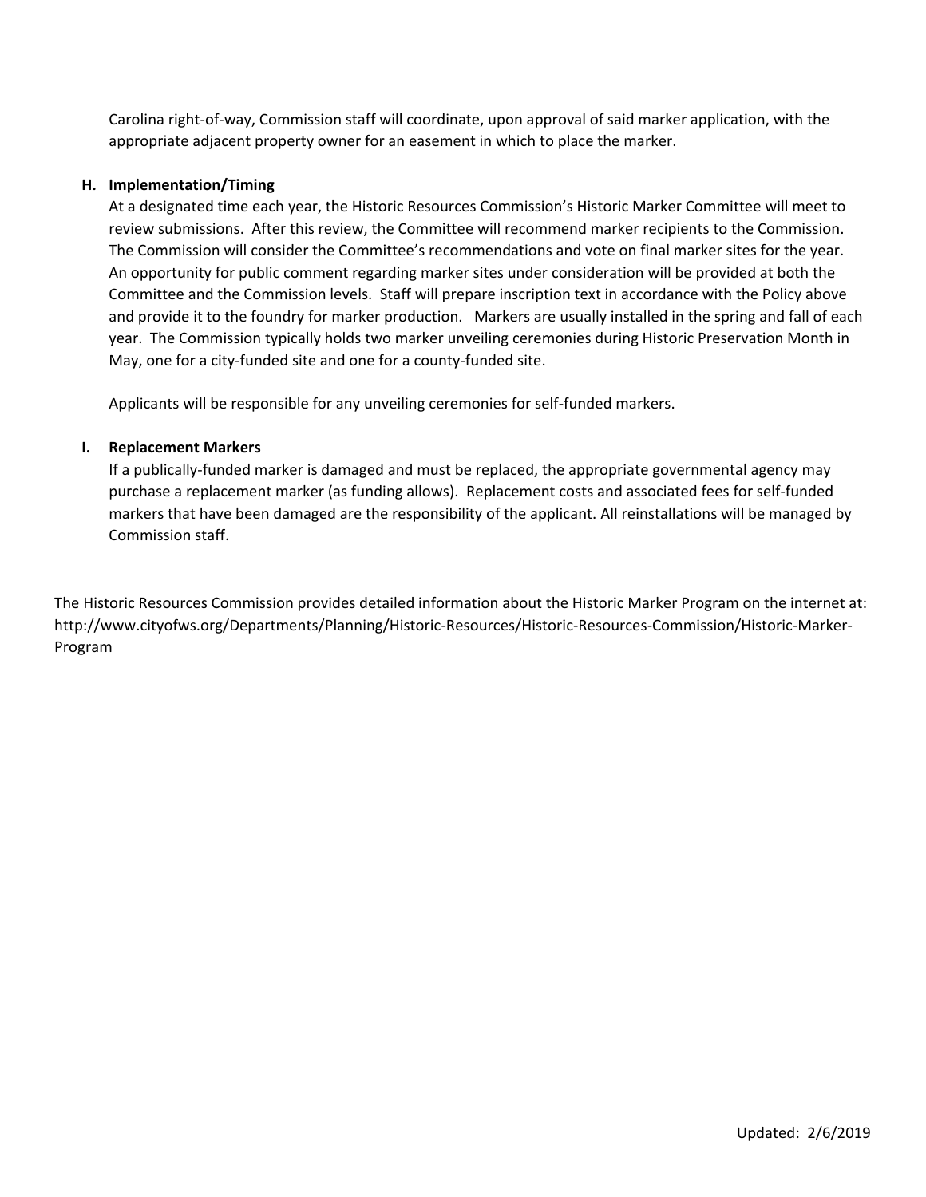Carolina right-of-way, Commission staff will coordinate, upon approval of said marker application, with the appropriate adjacent property owner for an easement in which to place the marker.

**H. Implementation/Timing**

At a designated time each year, the Historic Resources Commission's Historic Marker Committee will meet to review submissions. After this review, the Committee will recommend marker recipients to the Commission. The Commission will consider the Committee's recommendations and vote on final marker sites for the year. An opportunity for public comment regarding marker sites under consideration will be provided at both the Committee and the Commission levels. Staff will prepare inscription text in accordance with the Policy above and provide it to the foundry for marker production. Markers are usually installed in the spring and fall of each year. The Commission typically holds two marker unveiling ceremonies during Historic Preservation Month in May, one for a city-funded site and one for a county-funded site.

Applicants will be responsible for any unveiling ceremonies for self-funded markers.

**I. Replacement Markers**

If a publically-funded marker is damaged and must be replaced, the appropriate governmental agency may purchase a replacement marker (as funding allows). Replacement costs and associated fees for self-funded markers that have been damaged are the responsibility of the applicant. All reinstallations will be managed by Commission staff.

The Historic Resources Commission provides detailed information about the Historic Marker Program on the internet at: http://www.cityofws.org/Departments/Planning/Historic-Resources/Historic-Resources-Commission/Historic-Marker-Program

Updated: 2/6/2019